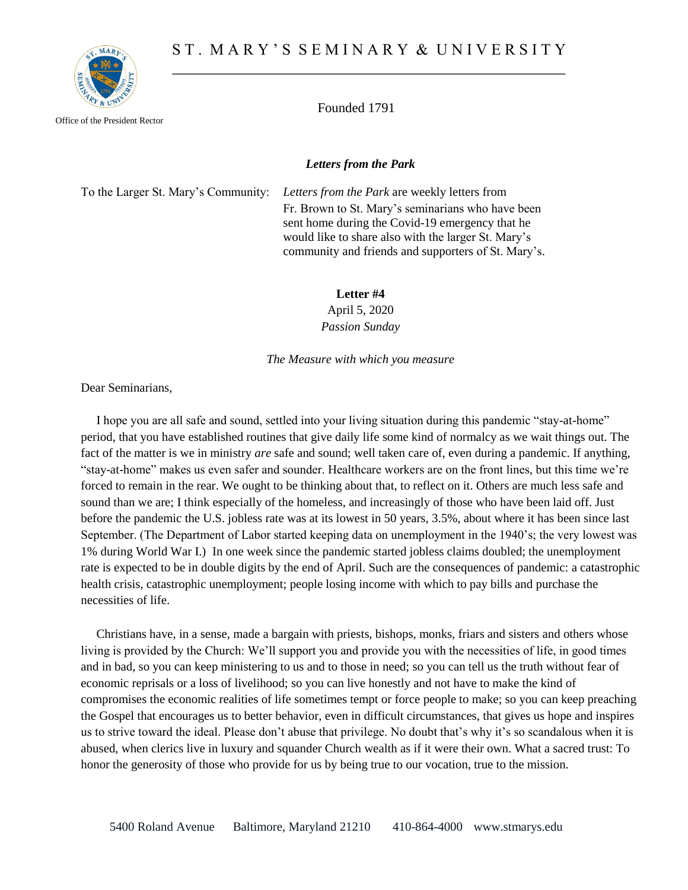# ST. MARY'S SEMINARY & UNIVERSITY

Office of the President Rector

Founded 1791

***Letters from the Park***

To the Larger St. Mary's Community: *Letters from the Park* are weekly letters from Fr. Brown to St. Mary's seminarians who have been sent home during the Covid-19 emergency that he would like to share also with the larger St. Mary's community and friends and supporters of St. Mary's.

**Letter #4**

April 5, 2020

*Passion Sunday*

*The Measure with which you measure*

Dear Seminarians,

I hope you are all safe and sound, settled into your living situation during this pandemic "stay-at-home" period, that you have established routines that give daily life some kind of normalcy as we wait things out. The fact of the matter is we in ministry *are* safe and sound; well taken care of, even during a pandemic. If anything, "stay-at-home" makes us even safer and sounder. Healthcare workers are on the front lines, but this time we're forced to remain in the rear. We ought to be thinking about that, to reflect on it. Others are much less safe and sound than we are; I think especially of the homeless, and increasingly of those who have been laid off. Just before the pandemic the U.S. jobless rate was at its lowest in 50 years, 3.5%, about where it has been since last September. (The Department of Labor started keeping data on unemployment in the 1940's; the very lowest was 1% during World War I.) In one week since the pandemic started jobless claims doubled; the unemployment rate is expected to be in double digits by the end of April. Such are the consequences of pandemic: a catastrophic health crisis, catastrophic unemployment; people losing income with which to pay bills and purchase the necessities of life.

Christians have, in a sense, made a bargain with priests, bishops, monks, friars and sisters and others whose living is provided by the Church: We'll support you and provide you with the necessities of life, in good times and in bad, so you can keep ministering to us and to those in need; so you can tell us the truth without fear of economic reprisals or a loss of livelihood; so you can live honestly and not have to make the kind of compromises the economic realities of life sometimes tempt or force people to make; so you can keep preaching the Gospel that encourages us to better behavior, even in difficult circumstances, that gives us hope and inspires us to strive toward the ideal. Please don't abuse that privilege. No doubt that's why it's so scandalous when it is abused, when clerics live in luxury and squander Church wealth as if it were their own. What a sacred trust: To honor the generosity of those who provide for us by being true to our vocation, true to the mission.

5400 Roland Avenue Baltimore, Maryland 21210 410-864-4000 www.stmarys.edu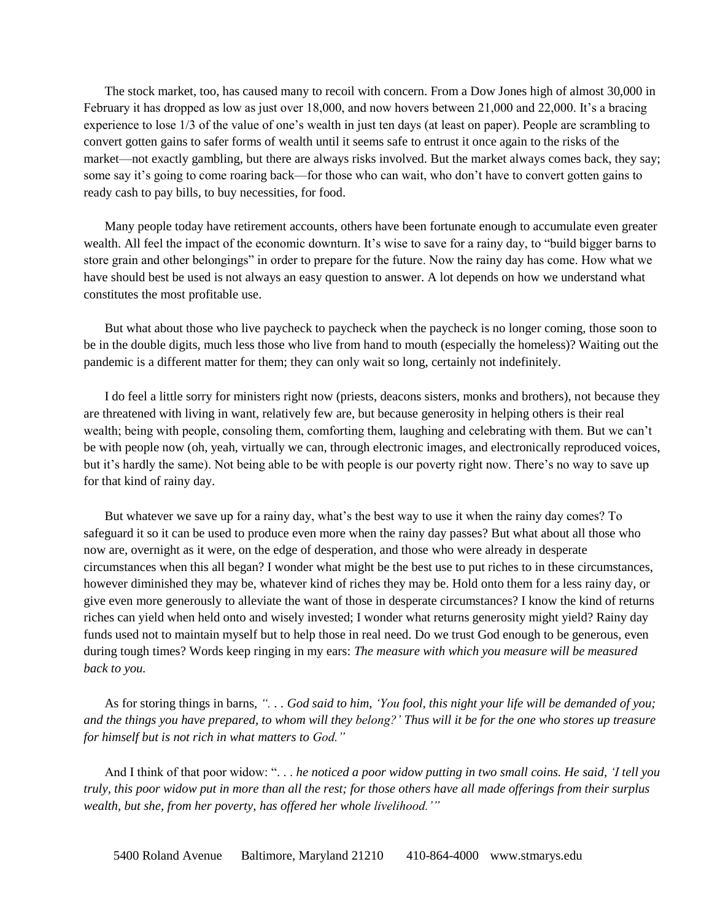The stock market, too, has caused many to recoil with concern. From a Dow Jones high of almost 30,000 in February it has dropped as low as just over 18,000, and now hovers between 21,000 and 22,000. It's a bracing experience to lose 1/3 of the value of one's wealth in just ten days (at least on paper). People are scrambling to convert gotten gains to safer forms of wealth until it seems safe to entrust it once again to the risks of the market—not exactly gambling, but there are always risks involved. But the market always comes back, they say; some say it's going to come roaring back—for those who can wait, who don't have to convert gotten gains to ready cash to pay bills, to buy necessities, for food.

Many people today have retirement accounts, others have been fortunate enough to accumulate even greater wealth. All feel the impact of the economic downturn. It's wise to save for a rainy day, to "build bigger barns to store grain and other belongings" in order to prepare for the future. Now the rainy day has come. How what we have should best be used is not always an easy question to answer. A lot depends on how we understand what constitutes the most profitable use.

But what about those who live paycheck to paycheck when the paycheck is no longer coming, those soon to be in the double digits, much less those who live from hand to mouth (especially the homeless)? Waiting out the pandemic is a different matter for them; they can only wait so long, certainly not indefinitely.

I do feel a little sorry for ministers right now (priests, deacons sisters, monks and brothers), not because they are threatened with living in want, relatively few are, but because generosity in helping others is their real wealth; being with people, consoling them, comforting them, laughing and celebrating with them. But we can't be with people now (oh, yeah, virtually we can, through electronic images, and electronically reproduced voices, but it's hardly the same). Not being able to be with people is our poverty right now. There's no way to save up for that kind of rainy day.

But whatever we save up for a rainy day, what's the best way to use it when the rainy day comes? To safeguard it so it can be used to produce even more when the rainy day passes? But what about all those who now are, overnight as it were, on the edge of desperation, and those who were already in desperate circumstances when this all began? I wonder what might be the best use to put riches to in these circumstances, however diminished they may be, whatever kind of riches they may be. Hold onto them for a less rainy day, or give even more generously to alleviate the want of those in desperate circumstances? I know the kind of returns riches can yield when held onto and wisely invested; I wonder what returns generosity might yield? Rainy day funds used not to maintain myself but to help those in real need. Do we trust God enough to be generous, even during tough times? Words keep ringing in my ears: *The measure with which you measure will be measured back to you.*

As for storing things in barns, *". . . God said to him, 'You fool, this night your life will be demanded of you; and the things you have prepared, to whom will they belong?' Thus will it be for the one who stores up treasure for himself but is not rich in what matters to God."*

And I think of that poor widow: "*. . . he noticed a poor widow putting in two small coins. He said, 'I tell you truly, this poor widow put in more than all the rest; for those others have all made offerings from their surplus wealth, but she, from her poverty, has offered her whole livelihood.'"*

5400 Roland Avenue Baltimore, Maryland 21210 410-864-4000 www.stmarys.edu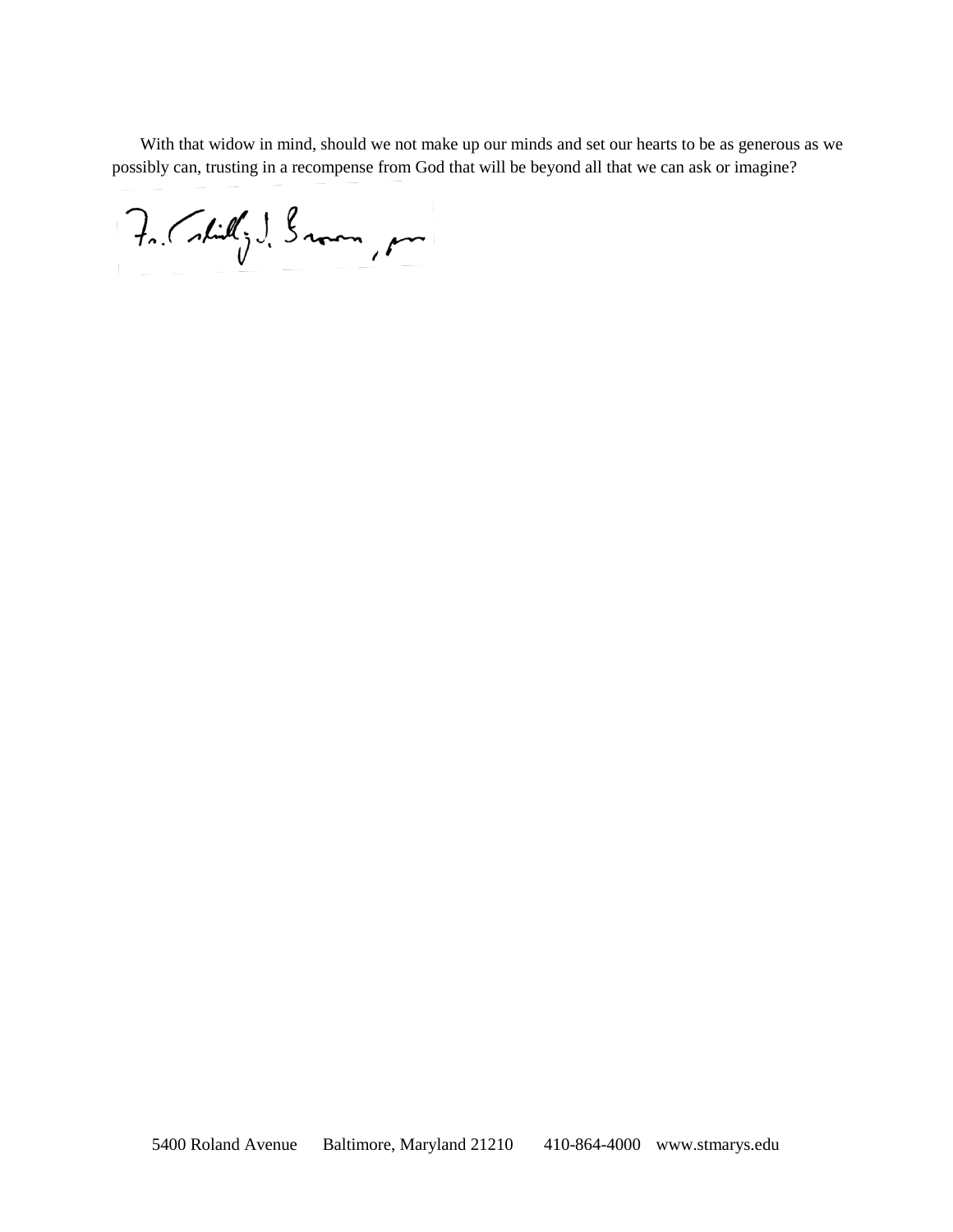With that widow in mind, should we not make up our minds and set our hearts to be as generous as we possibly can, trusting in a recompense from God that will be beyond all that we can ask or imagine?

Fr. Phillip J. Brown, pss

5400 Roland Avenue Baltimore, Maryland 21210 410-864-4000 www.stmarys.edu